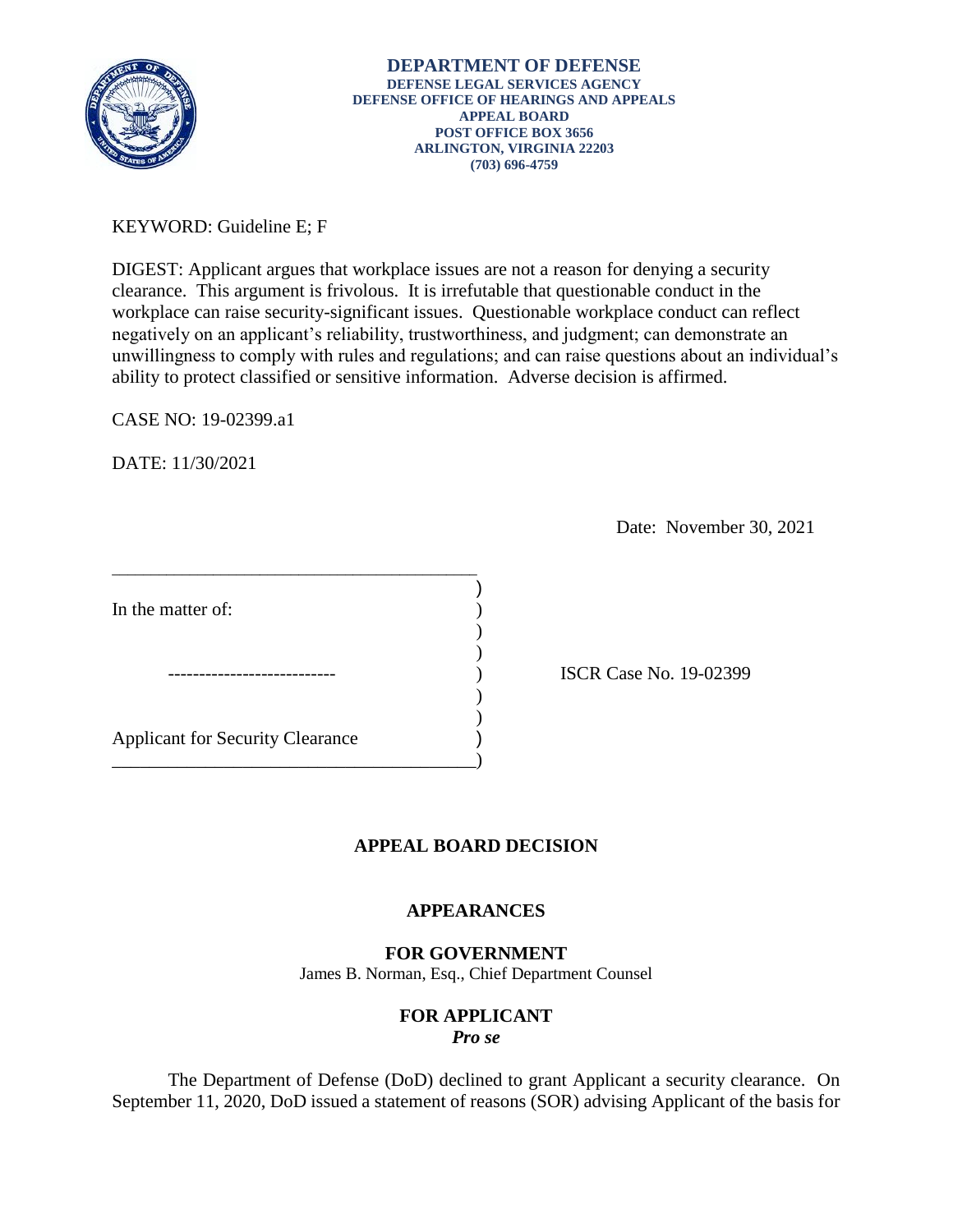**DEPARTMENT OF DEFENSE**
**DEFENSE LEGAL SERVICES AGENCY**
**DEFENSE OFFICE OF HEARINGS AND APPEALS**
**APPEAL BOARD**
**POST OFFICE BOX 3656**
**ARLINGTON, VIRGINIA 22203**
**(703) 696-4759**

KEYWORD: Guideline E; F

DIGEST: Applicant argues that workplace issues are not a reason for denying a security clearance. This argument is frivolous. It is irrefutable that questionable conduct in the workplace can raise security-significant issues. Questionable workplace conduct can reflect negatively on an applicant's reliability, trustworthiness, and judgment; can demonstrate an unwillingness to comply with rules and regulations; and can raise questions about an individual's ability to protect classified or sensitive information. Adverse decision is affirmed.

CASE NO: 19-02399.a1

DATE: 11/30/2021

Date: November 30, 2021

| | |
|---|---|
| In the matter of: | |
| --------------------------- | ISCR Case No. 19-02399 |
| Applicant for Security Clearance | |

## APPEAL BOARD DECISION

### APPEARANCES

**FOR GOVERNMENT**
James B. Norman, Esq., Chief Department Counsel

**FOR APPLICANT**
***Pro se***

The Department of Defense (DoD) declined to grant Applicant a security clearance. On September 11, 2020, DoD issued a statement of reasons (SOR) advising Applicant of the basis for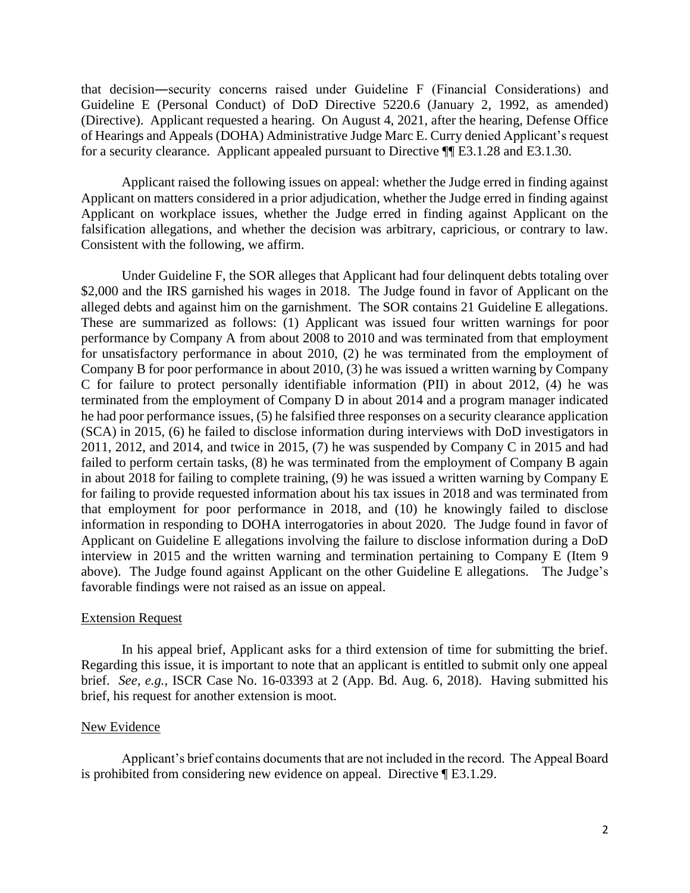that decision―security concerns raised under Guideline F (Financial Considerations) and Guideline E (Personal Conduct) of DoD Directive 5220.6 (January 2, 1992, as amended) (Directive). Applicant requested a hearing. On August 4, 2021, after the hearing, Defense Office of Hearings and Appeals (DOHA) Administrative Judge Marc E. Curry denied Applicant's request for a security clearance. Applicant appealed pursuant to Directive ¶¶ E3.1.28 and E3.1.30.

Applicant raised the following issues on appeal: whether the Judge erred in finding against Applicant on matters considered in a prior adjudication, whether the Judge erred in finding against Applicant on workplace issues, whether the Judge erred in finding against Applicant on the falsification allegations, and whether the decision was arbitrary, capricious, or contrary to law. Consistent with the following, we affirm.

Under Guideline F, the SOR alleges that Applicant had four delinquent debts totaling over $2,000 and the IRS garnished his wages in 2018. The Judge found in favor of Applicant on the alleged debts and against him on the garnishment. The SOR contains 21 Guideline E allegations. These are summarized as follows: (1) Applicant was issued four written warnings for poor performance by Company A from about 2008 to 2010 and was terminated from that employment for unsatisfactory performance in about 2010, (2) he was terminated from the employment of Company B for poor performance in about 2010, (3) he was issued a written warning by Company C for failure to protect personally identifiable information (PII) in about 2012, (4) he was terminated from the employment of Company D in about 2014 and a program manager indicated he had poor performance issues, (5) he falsified three responses on a security clearance application (SCA) in 2015, (6) he failed to disclose information during interviews with DoD investigators in 2011, 2012, and 2014, and twice in 2015, (7) he was suspended by Company C in 2015 and had failed to perform certain tasks, (8) he was terminated from the employment of Company B again in about 2018 for failing to complete training, (9) he was issued a written warning by Company E for failing to provide requested information about his tax issues in 2018 and was terminated from that employment for poor performance in 2018, and (10) he knowingly failed to disclose information in responding to DOHA interrogatories in about 2020. The Judge found in favor of Applicant on Guideline E allegations involving the failure to disclose information during a DoD interview in 2015 and the written warning and termination pertaining to Company E (Item 9 above). The Judge found against Applicant on the other Guideline E allegations. The Judge's favorable findings were not raised as an issue on appeal.

Extension Request

In his appeal brief, Applicant asks for a third extension of time for submitting the brief. Regarding this issue, it is important to note that an applicant is entitled to submit only one appeal brief. *See, e.g.*, ISCR Case No. 16-03393 at 2 (App. Bd. Aug. 6, 2018). Having submitted his brief, his request for another extension is moot.

New Evidence

Applicant's brief contains documents that are not included in the record. The Appeal Board is prohibited from considering new evidence on appeal. Directive ¶ E3.1.29.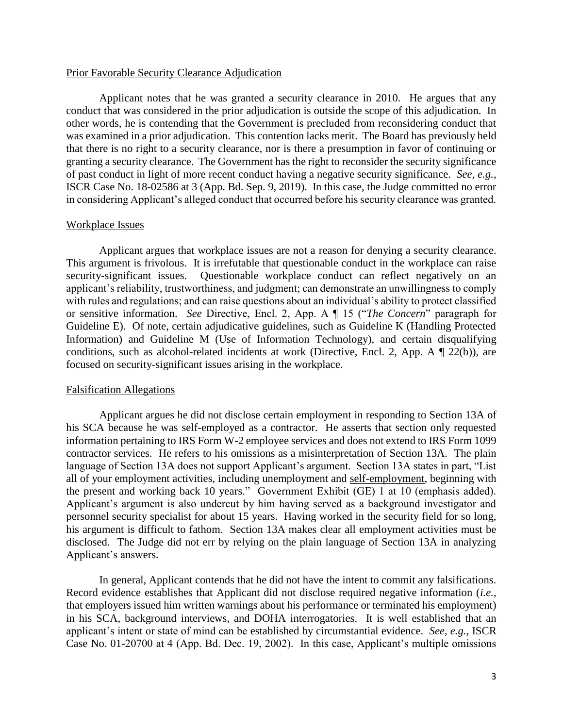Prior Favorable Security Clearance Adjudication

Applicant notes that he was granted a security clearance in 2010. He argues that any conduct that was considered in the prior adjudication is outside the scope of this adjudication. In other words, he is contending that the Government is precluded from reconsidering conduct that was examined in a prior adjudication. This contention lacks merit. The Board has previously held that there is no right to a security clearance, nor is there a presumption in favor of continuing or granting a security clearance. The Government has the right to reconsider the security significance of past conduct in light of more recent conduct having a negative security significance. *See, e.g.*, ISCR Case No. 18-02586 at 3 (App. Bd. Sep. 9, 2019). In this case, the Judge committed no error in considering Applicant's alleged conduct that occurred before his security clearance was granted.

Workplace Issues

Applicant argues that workplace issues are not a reason for denying a security clearance. This argument is frivolous. It is irrefutable that questionable conduct in the workplace can raise security-significant issues. Questionable workplace conduct can reflect negatively on an applicant's reliability, trustworthiness, and judgment; can demonstrate an unwillingness to comply with rules and regulations; and can raise questions about an individual's ability to protect classified or sensitive information. *See* Directive, Encl. 2, App. A ¶ 15 ("*The Concern*" paragraph for Guideline E). Of note, certain adjudicative guidelines, such as Guideline K (Handling Protected Information) and Guideline M (Use of Information Technology), and certain disqualifying conditions, such as alcohol-related incidents at work (Directive, Encl. 2, App. A ¶ 22(b)), are focused on security-significant issues arising in the workplace.

Falsification Allegations

Applicant argues he did not disclose certain employment in responding to Section 13A of his SCA because he was self-employed as a contractor. He asserts that section only requested information pertaining to IRS Form W-2 employee services and does not extend to IRS Form 1099 contractor services. He refers to his omissions as a misinterpretation of Section 13A. The plain language of Section 13A does not support Applicant's argument. Section 13A states in part, "List all of your employment activities, including unemployment and self-employment, beginning with the present and working back 10 years." Government Exhibit (GE) 1 at 10 (emphasis added). Applicant's argument is also undercut by him having served as a background investigator and personnel security specialist for about 15 years. Having worked in the security field for so long, his argument is difficult to fathom. Section 13A makes clear all employment activities must be disclosed. The Judge did not err by relying on the plain language of Section 13A in analyzing Applicant's answers.

In general, Applicant contends that he did not have the intent to commit any falsifications. Record evidence establishes that Applicant did not disclose required negative information (*i.e.*, that employers issued him written warnings about his performance or terminated his employment) in his SCA, background interviews, and DOHA interrogatories. It is well established that an applicant's intent or state of mind can be established by circumstantial evidence. *See, e.g.*, ISCR Case No. 01-20700 at 4 (App. Bd. Dec. 19, 2002). In this case, Applicant's multiple omissions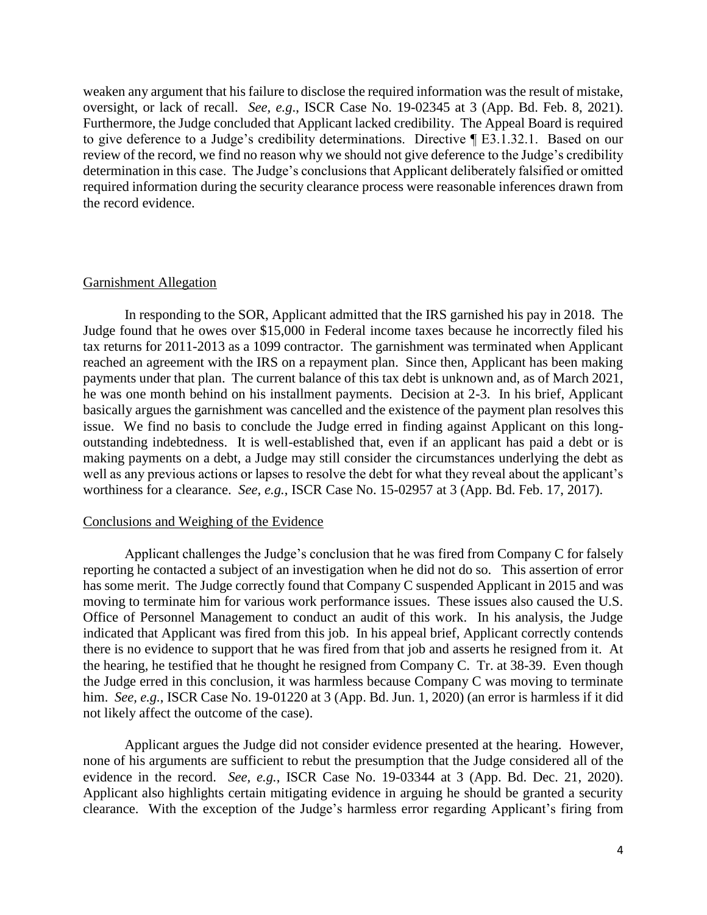weaken any argument that his failure to disclose the required information was the result of mistake, oversight, or lack of recall. *See, e.g*., ISCR Case No. 19-02345 at 3 (App. Bd. Feb. 8, 2021). Furthermore, the Judge concluded that Applicant lacked credibility. The Appeal Board is required to give deference to a Judge's credibility determinations. Directive ¶ E3.1.32.1. Based on our review of the record, we find no reason why we should not give deference to the Judge's credibility determination in this case. The Judge's conclusions that Applicant deliberately falsified or omitted required information during the security clearance process were reasonable inferences drawn from the record evidence.

Garnishment Allegation

In responding to the SOR, Applicant admitted that the IRS garnished his pay in 2018. The Judge found that he owes over $15,000 in Federal income taxes because he incorrectly filed his tax returns for 2011-2013 as a 1099 contractor. The garnishment was terminated when Applicant reached an agreement with the IRS on a repayment plan. Since then, Applicant has been making payments under that plan. The current balance of this tax debt is unknown and, as of March 2021, he was one month behind on his installment payments. Decision at 2-3. In his brief, Applicant basically argues the garnishment was cancelled and the existence of the payment plan resolves this issue. We find no basis to conclude the Judge erred in finding against Applicant on this long-outstanding indebtedness. It is well-established that, even if an applicant has paid a debt or is making payments on a debt, a Judge may still consider the circumstances underlying the debt as well as any previous actions or lapses to resolve the debt for what they reveal about the applicant's worthiness for a clearance. *See, e.g.*, ISCR Case No. 15-02957 at 3 (App. Bd. Feb. 17, 2017).

Conclusions and Weighing of the Evidence

Applicant challenges the Judge's conclusion that he was fired from Company C for falsely reporting he contacted a subject of an investigation when he did not do so. This assertion of error has some merit. The Judge correctly found that Company C suspended Applicant in 2015 and was moving to terminate him for various work performance issues. These issues also caused the U.S. Office of Personnel Management to conduct an audit of this work. In his analysis, the Judge indicated that Applicant was fired from this job. In his appeal brief, Applicant correctly contends there is no evidence to support that he was fired from that job and asserts he resigned from it. At the hearing, he testified that he thought he resigned from Company C. Tr. at 38-39. Even though the Judge erred in this conclusion, it was harmless because Company C was moving to terminate him. *See, e.g.*, ISCR Case No. 19-01220 at 3 (App. Bd. Jun. 1, 2020) (an error is harmless if it did not likely affect the outcome of the case).

Applicant argues the Judge did not consider evidence presented at the hearing. However, none of his arguments are sufficient to rebut the presumption that the Judge considered all of the evidence in the record. *See, e.g.*, ISCR Case No. 19-03344 at 3 (App. Bd. Dec. 21, 2020). Applicant also highlights certain mitigating evidence in arguing he should be granted a security clearance. With the exception of the Judge's harmless error regarding Applicant's firing from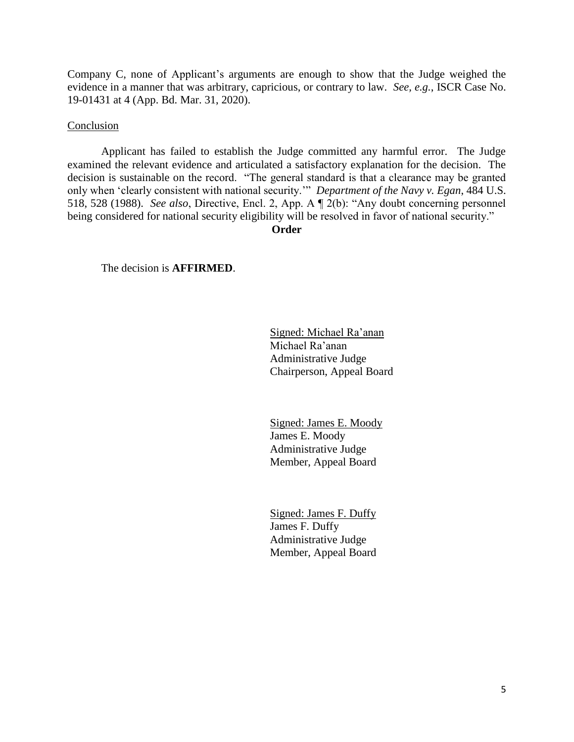Company C, none of Applicant's arguments are enough to show that the Judge weighed the evidence in a manner that was arbitrary, capricious, or contrary to law. *See, e.g.*, ISCR Case No. 19-01431 at 4 (App. Bd. Mar. 31, 2020).

Conclusion

Applicant has failed to establish the Judge committed any harmful error. The Judge examined the relevant evidence and articulated a satisfactory explanation for the decision. The decision is sustainable on the record. "The general standard is that a clearance may be granted only when 'clearly consistent with national security.'" *Department of the Navy v. Egan*, 484 U.S. 518, 528 (1988). *See also*, Directive, Encl. 2, App. A ¶ 2(b): "Any doubt concerning personnel being considered for national security eligibility will be resolved in favor of national security."

**Order**

The decision is **AFFIRMED**.

Signed: Michael Ra'anan
Michael Ra'anan
Administrative Judge
Chairperson, Appeal Board

Signed: James E. Moody
James E. Moody
Administrative Judge
Member, Appeal Board

Signed: James F. Duffy
James F. Duffy
Administrative Judge
Member, Appeal Board